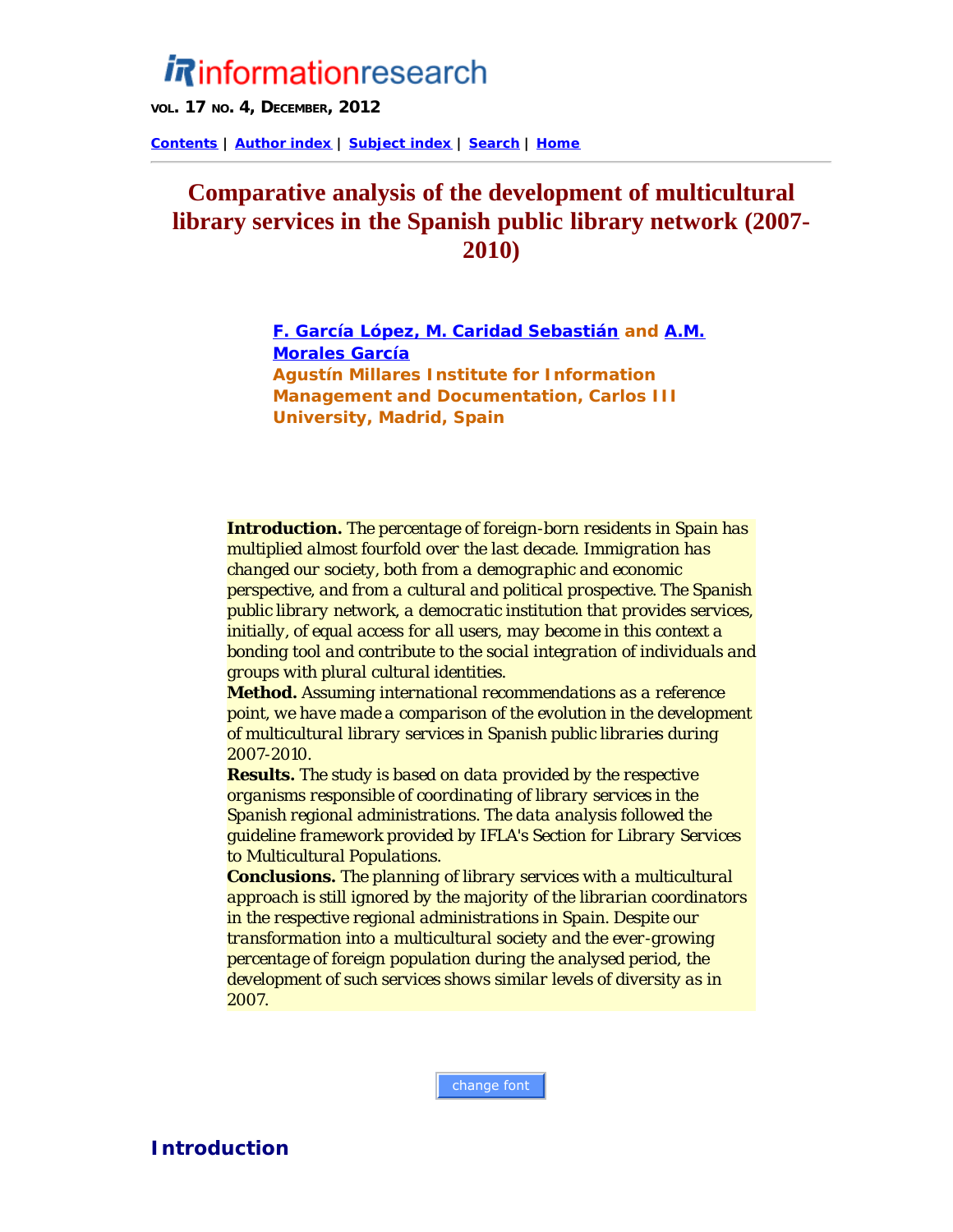# Comparative analysis of the development of multicultural library services in the Spanish public library network (2007-2010)

**F. García López, M. Caridad Sebastián and A.M. Morales García**
Agustín Millares Institute for Information Management and Documentation, Carlos III University, Madrid, Spain

**Introduction.** The percentage of foreign-born residents in Spain has multiplied almost fourfold over the last decade. Immigration has changed our society, both from a demographic and economic perspective, and from a cultural and political prospective. The Spanish public library network, a democratic institution that provides services, initially, of equal access for all users, may become in this context a bonding tool and contribute to the social integration of individuals and groups with plural cultural identities.
**Method.** Assuming international recommendations as a reference point, we have made a comparison of the evolution in the development of multicultural library services in Spanish public libraries during 2007-2010.
**Results.** The study is based on data provided by the respective organisms responsible of coordinating of library services in the Spanish regional administrations. The data analysis followed the guideline framework provided by IFLA's Section for Library Services to Multicultural Populations.
**Conclusions.** The planning of library services with a multicultural approach is still ignored by the majority of the librarian coordinators in the respective regional administrations in Spain. Despite our transformation into a multicultural society and the ever-growing percentage of foreign population during the analysed period, the development of such services shows similar levels of diversity as in 2007.

## Introduction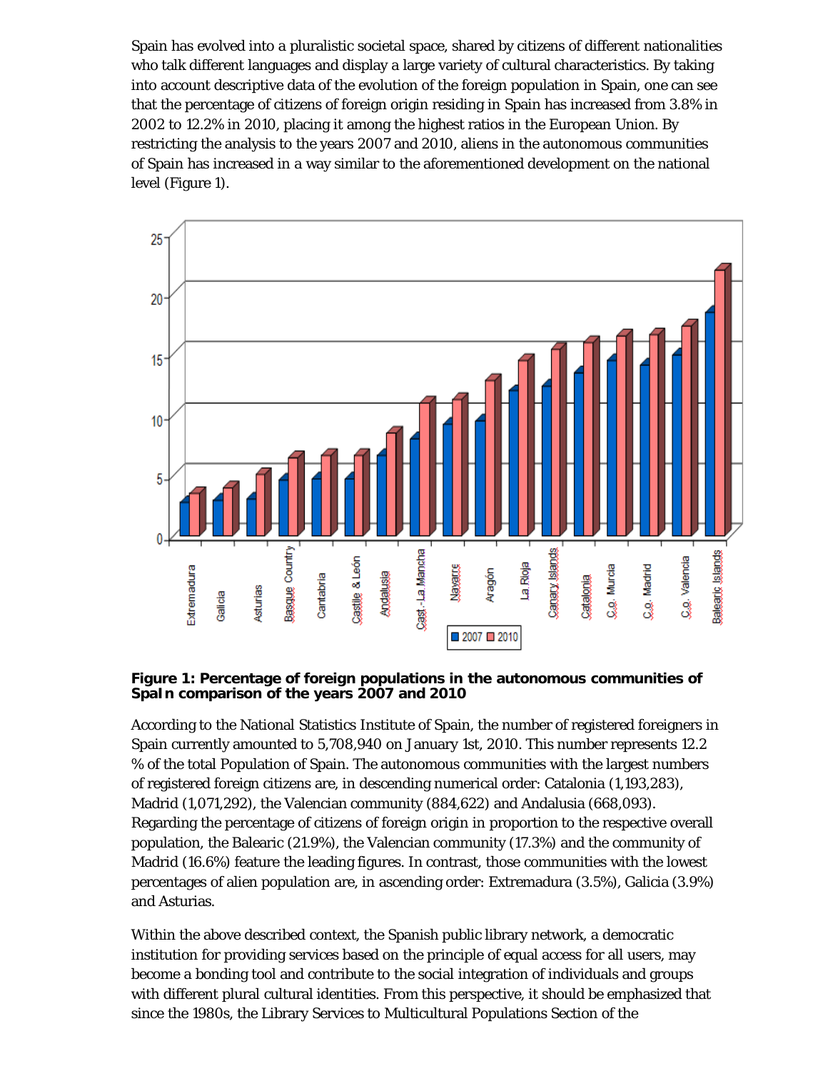Spain has evolved into a pluralistic societal space, shared by citizens of different nationalities who talk different languages and display a large variety of cultural characteristics. By taking into account descriptive data of the evolution of the foreign population in Spain, one can see that the percentage of citizens of foreign origin residing in Spain has increased from 3.8% in 2002 to 12.2% in 2010, placing it among the highest ratios in the European Union. By restricting the analysis to the years 2007 and 2010, aliens in the autonomous communities of Spain has increased in a way similar to the aforementioned development on the national level (Figure 1).

**Figure 1: Percentage of foreign populations in the autonomous communities of SpaIn comparison of the years 2007 and 2010**

According to the National Statistics Institute of Spain, the number of registered foreigners in Spain currently amounted to 5,708,940 on January 1st, 2010. This number represents 12.2 % of the total Population of Spain. The autonomous communities with the largest numbers of registered foreign citizens are, in descending numerical order: Catalonia (1,193,283), Madrid (1,071,292), the Valencian community (884,622) and Andalusia (668,093). Regarding the percentage of citizens of foreign origin in proportion to the respective overall population, the Balearic (21.9%), the Valencian community (17.3%) and the community of Madrid (16.6%) feature the leading figures. In contrast, those communities with the lowest percentages of alien population are, in ascending order: Extremadura (3.5%), Galicia (3.9%) and Asturias.

Within the above described context, the Spanish public library network, a democratic institution for providing services based on the principle of equal access for all users, may become a bonding tool and contribute to the social integration of individuals and groups with different plural cultural identities. From this perspective, it should be emphasized that since the 1980s, the Library Services to Multicultural Populations Section of the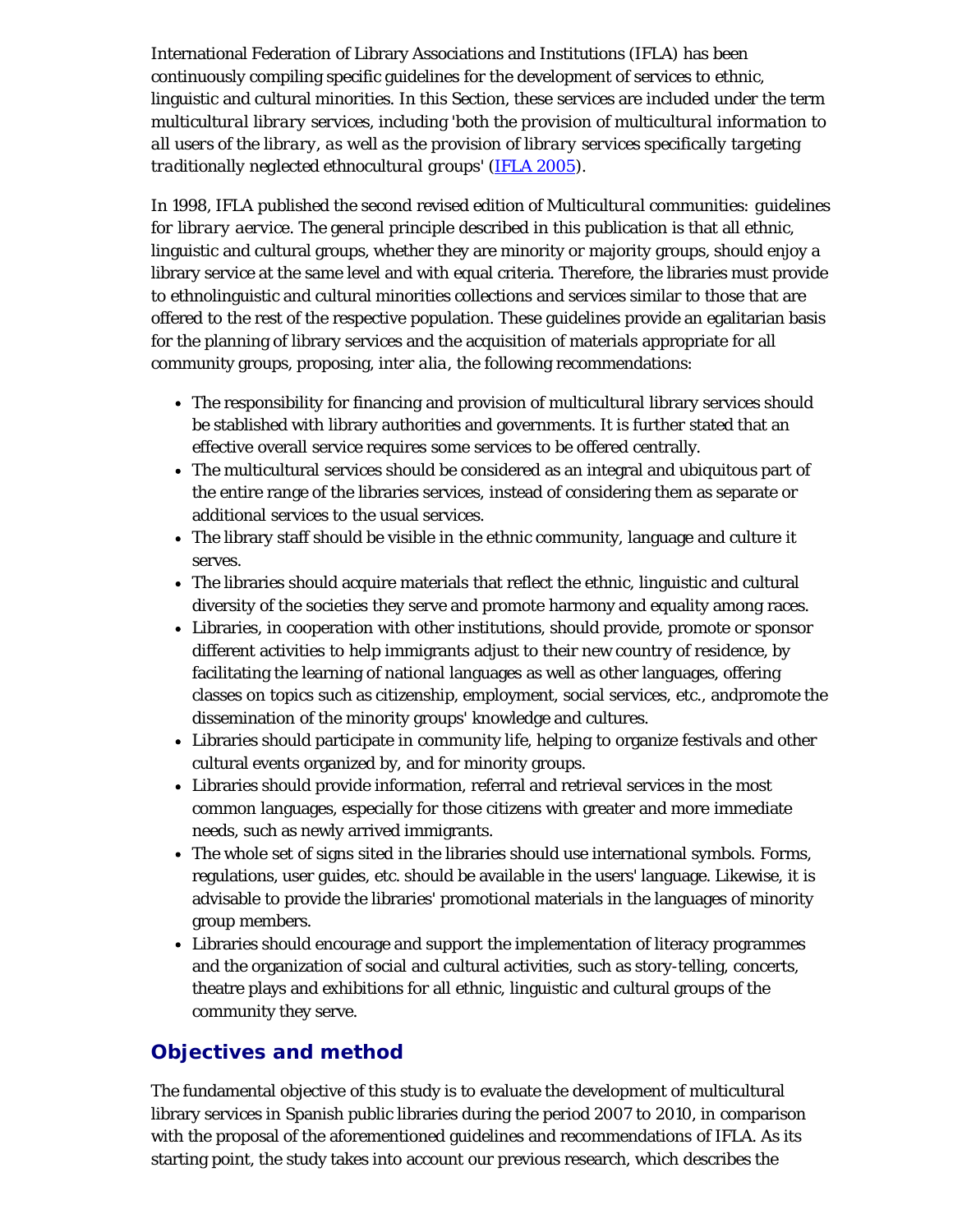International Federation of Library Associations and Institutions (IFLA) has been continuously compiling specific guidelines for the development of services to ethnic, linguistic and cultural minorities. In this Section, these services are included under the term *multicultural library* services, including '*both the provision of multicultural information to all users of the library, as well as the provision of library services specifically targeting traditionally neglected ethnocultural groups*' (IFLA 2005).

In 1998, IFLA published the second revised edition of *Multicultural communities: guidelines for library aervice*. The general principle described in this publication is that all ethnic, linguistic and cultural groups, whether they are minority or majority groups, should enjoy a library service at the same level and with equal criteria. Therefore, the libraries must provide to ethnolinguistic and cultural minorities collections and services similar to those that are offered to the rest of the respective population. These guidelines provide an egalitarian basis for the planning of library services and the acquisition of materials appropriate for all community groups, proposing, *inter alia*, the following recommendations:

- The responsibility for financing and provision of multicultural library services should be stablished with library authorities and governments. It is further stated that an effective overall service requires some services to be offered centrally.
- The multicultural services should be considered as an integral and ubiquitous part of the entire range of the libraries services, instead of considering them as separate or additional services to the usual services.
- The library staff should be visible in the ethnic community, language and culture it serves.
- The libraries should acquire materials that reflect the ethnic, linguistic and cultural diversity of the societies they serve and promote harmony and equality among races.
- Libraries, in cooperation with other institutions, should provide, promote or sponsor different activities to help immigrants adjust to their new country of residence, by facilitating the learning of national languages as well as other languages, offering classes on topics such as citizenship, employment, social services, etc., andpromote the dissemination of the minority groups' knowledge and cultures.
- Libraries should participate in community life, helping to organize festivals and other cultural events organized by, and for minority groups.
- Libraries should provide information, referral and retrieval services in the most common languages, especially for those citizens with greater and more immediate needs, such as newly arrived immigrants.
- The whole set of signs sited in the libraries should use international symbols. Forms, regulations, user guides, etc. should be available in the users' language. Likewise, it is advisable to provide the libraries' promotional materials in the languages of minority group members.
- Libraries should encourage and support the implementation of literacy programmes and the organization of social and cultural activities, such as story-telling, concerts, theatre plays and exhibitions for all ethnic, linguistic and cultural groups of the community they serve.

## Objectives and method

The fundamental objective of this study is to evaluate the development of multicultural library services in Spanish public libraries during the period 2007 to 2010, in comparison with the proposal of the aforementioned guidelines and recommendations of IFLA. As its starting point, the study takes into account our previous research, which describes the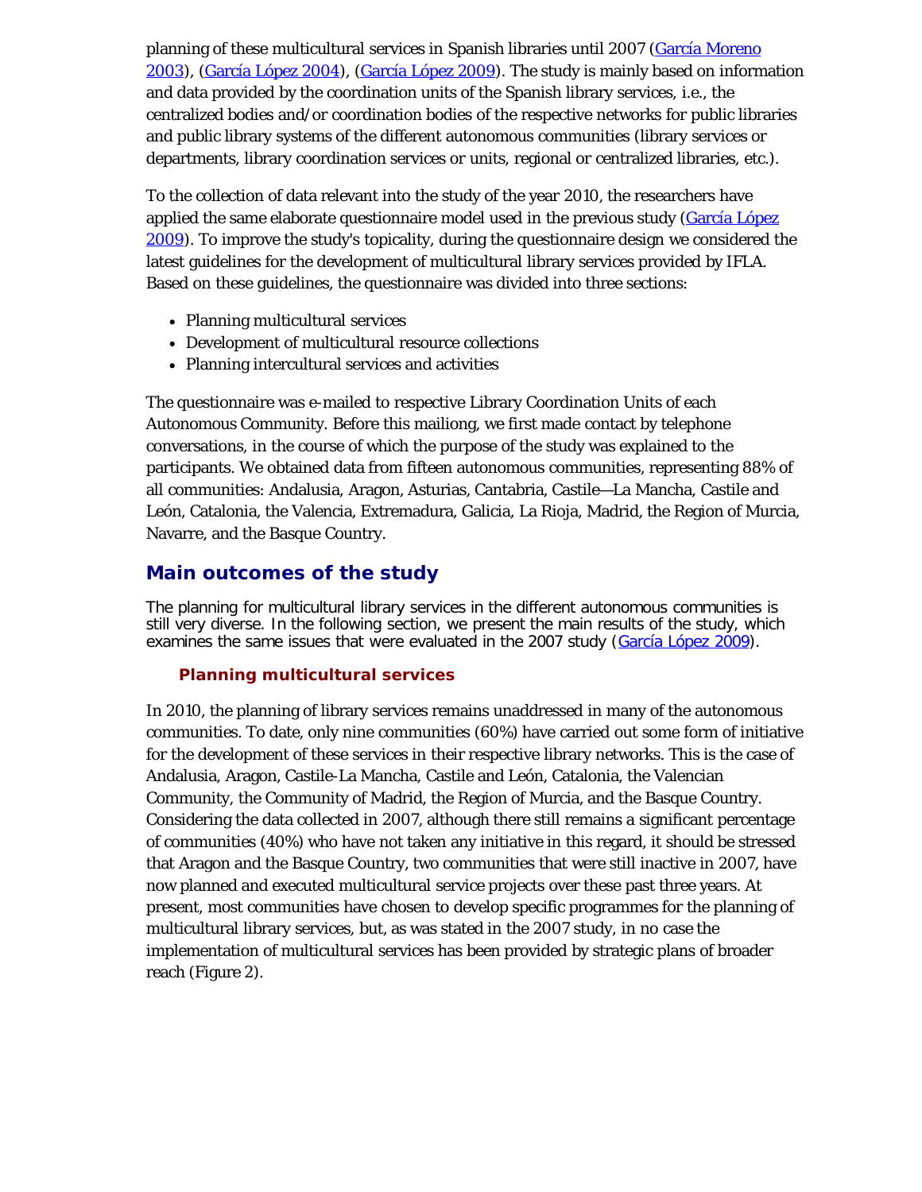planning of these multicultural services in Spanish libraries until 2007 (García Moreno 2003), (García López 2004), (García López 2009). The study is mainly based on information and data provided by the coordination units of the Spanish library services, i.e., the centralized bodies and/or coordination bodies of the respective networks for public libraries and public library systems of the different autonomous communities (library services or departments, library coordination services or units, regional or centralized libraries, etc.).

To the collection of data relevant into the study of the year 2010, the researchers have applied the same elaborate questionnaire model used in the previous study (García López 2009). To improve the study's topicality, during the questionnaire design we considered the latest guidelines for the development of multicultural library services provided by IFLA. Based on these guidelines, the questionnaire was divided into three sections:

- Planning multicultural services
- Development of multicultural resource collections
- Planning intercultural services and activities

The questionnaire was e-mailed to respective Library Coordination Units of each Autonomous Community. Before this mailiong, we first made contact by telephone conversations, in the course of which the purpose of the study was explained to the participants. We obtained data from fifteen autonomous communities, representing 88% of all communities: Andalusia, Aragon, Asturias, Cantabria, Castile—La Mancha, Castile and León, Catalonia, the Valencia, Extremadura, Galicia, La Rioja, Madrid, the Region of Murcia, Navarre, and the Basque Country.

## Main outcomes of the study

The planning for multicultural library services in the different autonomous communities is still very diverse. In the following section, we present the main results of the study, which examines the same issues that were evaluated in the 2007 study (García López 2009).

### Planning multicultural services

In 2010, the planning of library services remains unaddressed in many of the autonomous communities. To date, only nine communities (60%) have carried out some form of initiative for the development of these services in their respective library networks. This is the case of Andalusia, Aragon, Castile-La Mancha, Castile and León, Catalonia, the Valencian Community, the Community of Madrid, the Region of Murcia, and the Basque Country. Considering the data collected in 2007, although there still remains a significant percentage of communities (40%) who have not taken any initiative in this regard, it should be stressed that Aragon and the Basque Country, two communities that were still inactive in 2007, have now planned and executed multicultural service projects over these past three years. At present, most communities have chosen to develop specific programmes for the planning of multicultural library services, but, as was stated in the 2007 study, in no case the implementation of multicultural services has been provided by strategic plans of broader reach (Figure 2).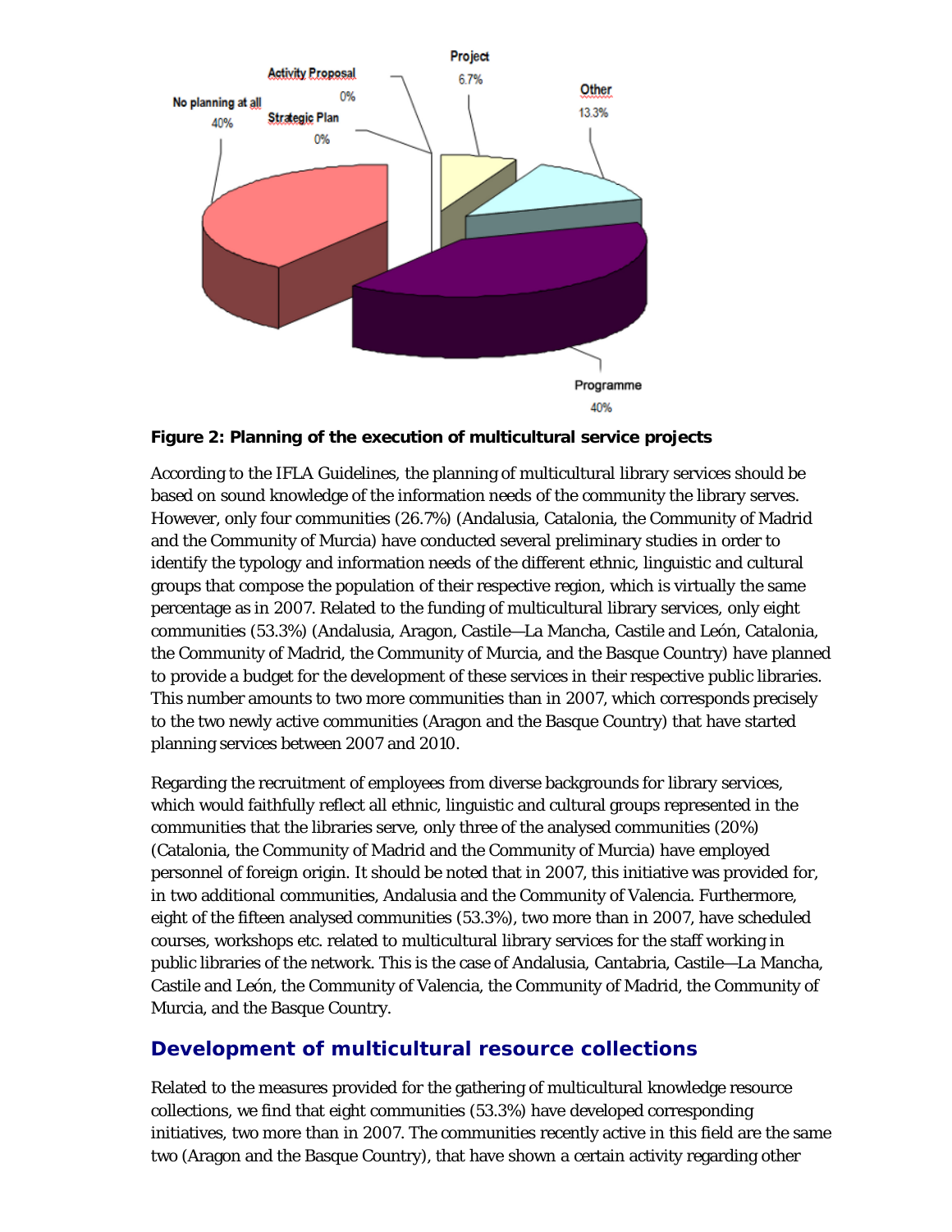**Figure 2: Planning of the execution of multicultural service projects**

According to the IFLA Guidelines, the planning of multicultural library services should be based on sound knowledge of the information needs of the community the library serves. However, only four communities (26.7%) (Andalusia, Catalonia, the Community of Madrid and the Community of Murcia) have conducted several preliminary studies in order to identify the typology and information needs of the different ethnic, linguistic and cultural groups that compose the population of their respective region, which is virtually the same percentage as in 2007. Related to the funding of multicultural library services, only eight communities (53.3%) (Andalusia, Aragon, Castile—La Mancha, Castile and León, Catalonia, the Community of Madrid, the Community of Murcia, and the Basque Country) have planned to provide a budget for the development of these services in their respective public libraries. This number amounts to two more communities than in 2007, which corresponds precisely to the two newly active communities (Aragon and the Basque Country) that have started planning services between 2007 and 2010.

Regarding the recruitment of employees from diverse backgrounds for library services, which would faithfully reflect all ethnic, linguistic and cultural groups represented in the communities that the libraries serve, only three of the analysed communities (20%) (Catalonia, the Community of Madrid and the Community of Murcia) have employed personnel of foreign origin. It should be noted that in 2007, this initiative was provided for, in two additional communities, Andalusia and the Community of Valencia. Furthermore, eight of the fifteen analysed communities (53.3%), two more than in 2007, have scheduled courses, workshops etc. related to multicultural library services for the staff working in public libraries of the network. This is the case of Andalusia, Cantabria, Castile—La Mancha, Castile and León, the Community of Valencia, the Community of Madrid, the Community of Murcia, and the Basque Country.

## Development of multicultural resource collections

Related to the measures provided for the gathering of multicultural knowledge resource collections, we find that eight communities (53.3%) have developed corresponding initiatives, two more than in 2007. The communities recently active in this field are the same two (Aragon and the Basque Country), that have shown a certain activity regarding other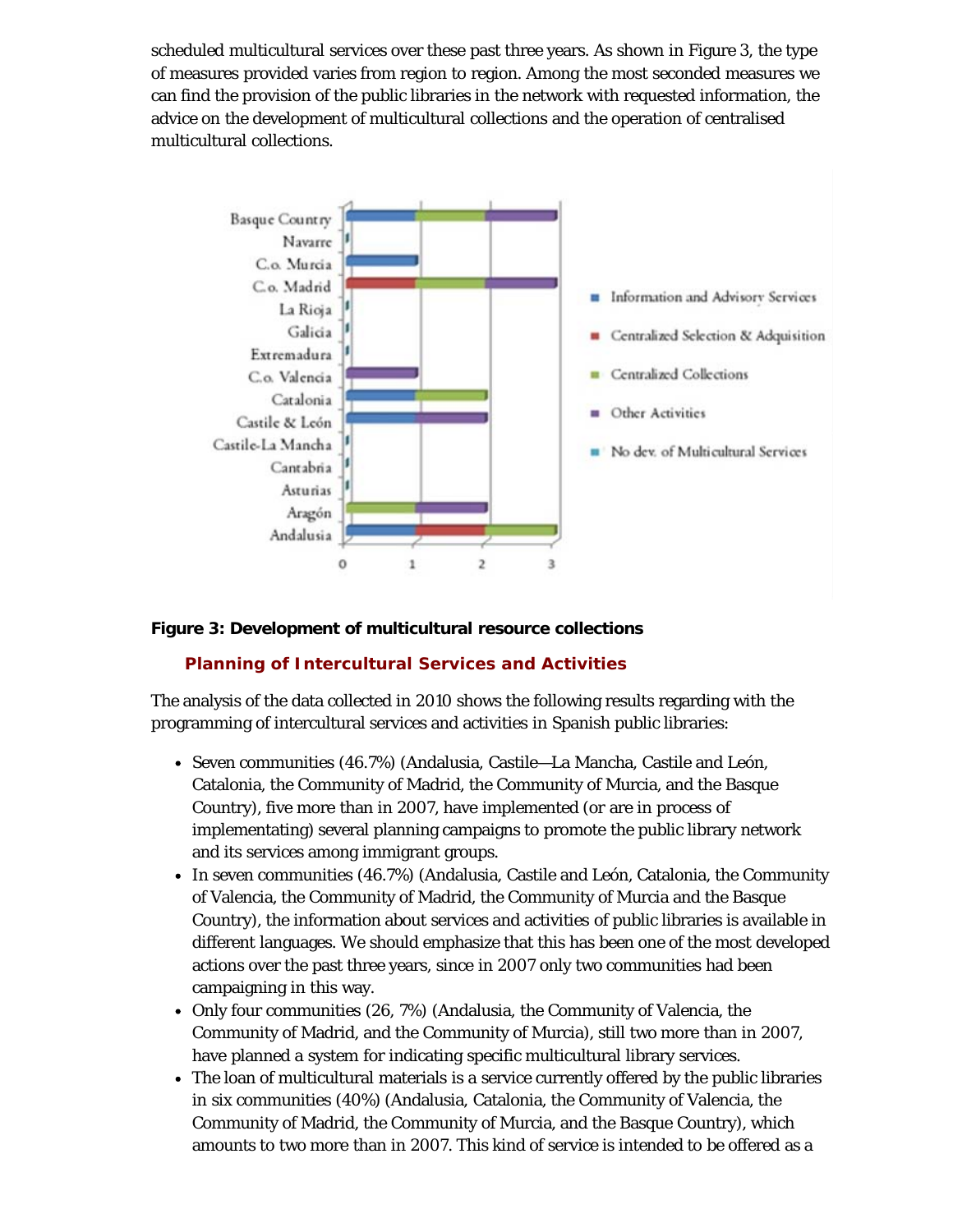scheduled multicultural services over these past three years. As shown in Figure 3, the type of measures provided varies from region to region. Among the most seconded measures we can find the provision of the public libraries in the network with requested information, the advice on the development of multicultural collections and the operation of centralised multicultural collections.

**Figure 3: Development of multicultural resource collections**

### Planning of Intercultural Services and Activities

The analysis of the data collected in 2010 shows the following results regarding with the programming of intercultural services and activities in Spanish public libraries:

- Seven communities (46.7%) (Andalusia, Castile—La Mancha, Castile and León, Catalonia, the Community of Madrid, the Community of Murcia, and the Basque Country), five more than in 2007, have implemented (or are in process of implementating) several planning campaigns to promote the public library network and its services among immigrant groups.
- In seven communities (46.7%) (Andalusia, Castile and León, Catalonia, the Community of Valencia, the Community of Madrid, the Community of Murcia and the Basque Country), the information about services and activities of public libraries is available in different languages. We should emphasize that this has been one of the most developed actions over the past three years, since in 2007 only two communities had been campaigning in this way.
- Only four communities (26, 7%) (Andalusia, the Community of Valencia, the Community of Madrid, and the Community of Murcia), still two more than in 2007, have planned a system for indicating specific multicultural library services.
- The loan of multicultural materials is a service currently offered by the public libraries in six communities (40%) (Andalusia, Catalonia, the Community of Valencia, the Community of Madrid, the Community of Murcia, and the Basque Country), which amounts to two more than in 2007. This kind of service is intended to be offered as a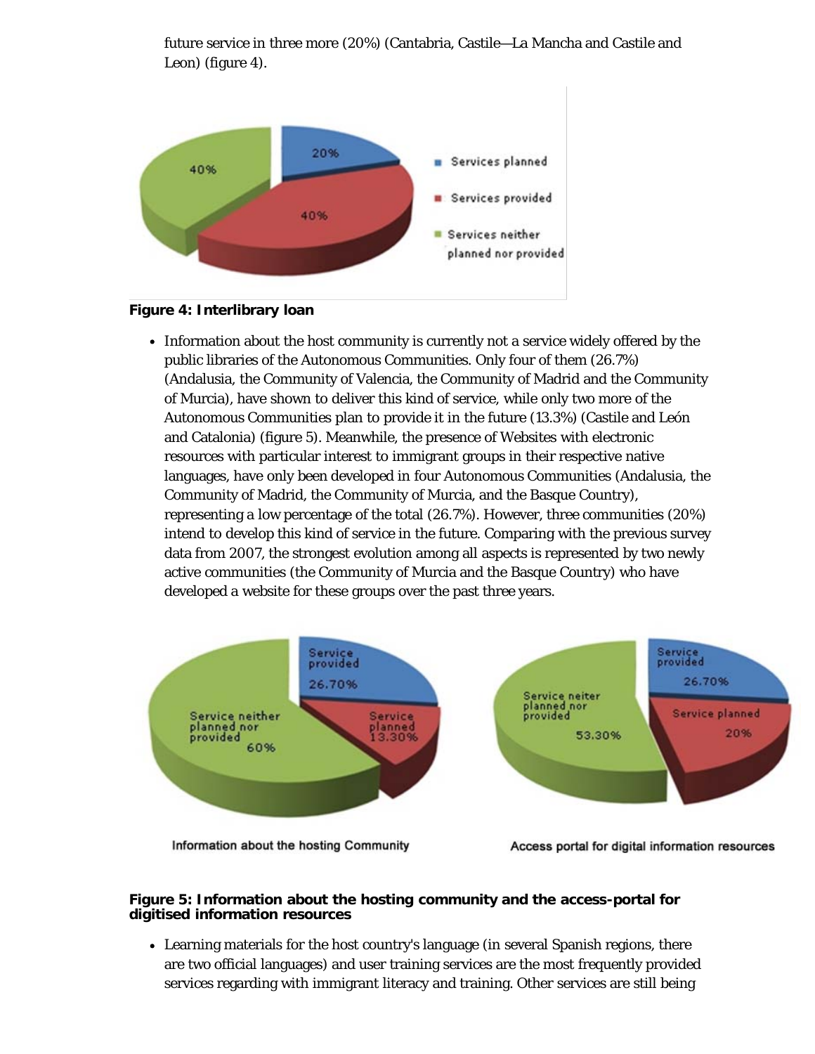future service in three more (20%) (Cantabria, Castile—La Mancha and Castile and Leon) (figure 4).

**Figure 4: Interlibrary loan**

- Information about the host community is currently not a service widely offered by the public libraries of the Autonomous Communities. Only four of them (26.7%) (Andalusia, the Community of Valencia, the Community of Madrid and the Community of Murcia), have shown to deliver this kind of service, while only two more of the Autonomous Communities plan to provide it in the future (13.3%) (Castile and León and Catalonia) (figure 5). Meanwhile, the presence of Websites with electronic resources with particular interest to immigrant groups in their respective native languages, have only been developed in four Autonomous Communities (Andalusia, the Community of Madrid, the Community of Murcia, and the Basque Country), representing a low percentage of the total (26.7%). However, three communities (20%) intend to develop this kind of service in the future. Comparing with the previous survey data from 2007, the strongest evolution among all aspects is represented by two newly active communities (the Community of Murcia and the Basque Country) who have developed a website for these groups over the past three years.

**Figure 5: Information about the hosting community and the access-portal for digitised information resources**

- Learning materials for the host country's language (in several Spanish regions, there are two official languages) and user training services are the most frequently provided services regarding with immigrant literacy and training. Other services are still being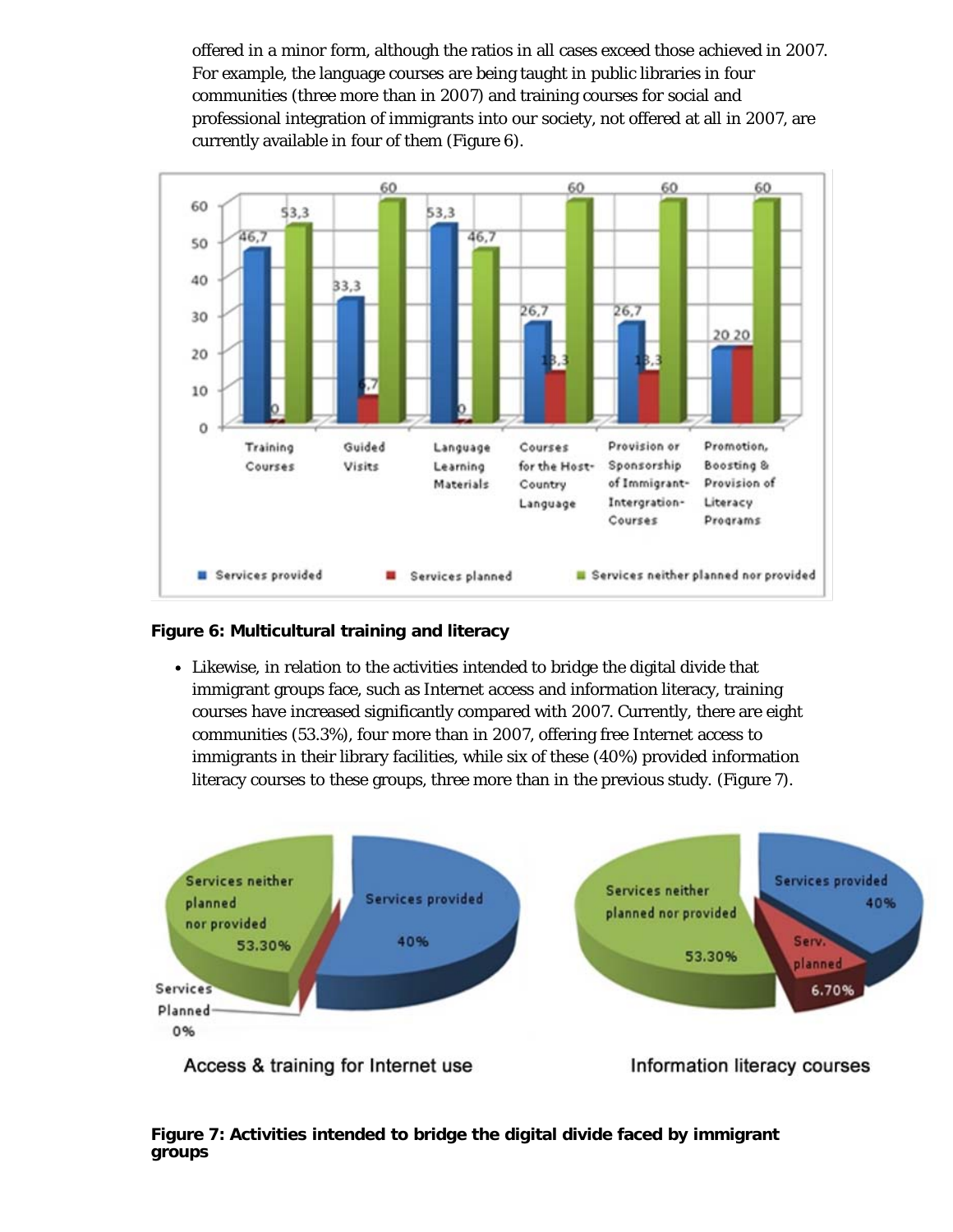offered in a minor form, although the ratios in all cases exceed those achieved in 2007. For example, the language courses are being taught in public libraries in four communities (three more than in 2007) and training courses for social and professional integration of immigrants into our society, not offered at all in 2007, are currently available in four of them (Figure 6).

**Figure 6: Multicultural training and literacy**

- Likewise, in relation to the activities intended to bridge the digital divide that immigrant groups face, such as Internet access and information literacy, training courses have increased significantly compared with 2007. Currently, there are eight communities (53.3%), four more than in 2007, offering free Internet access to immigrants in their library facilities, while six of these (40%) provided information literacy courses to these groups, three more than in the previous study. (Figure 7).

**Figure 7: Activities intended to bridge the digital divide faced by immigrant groups**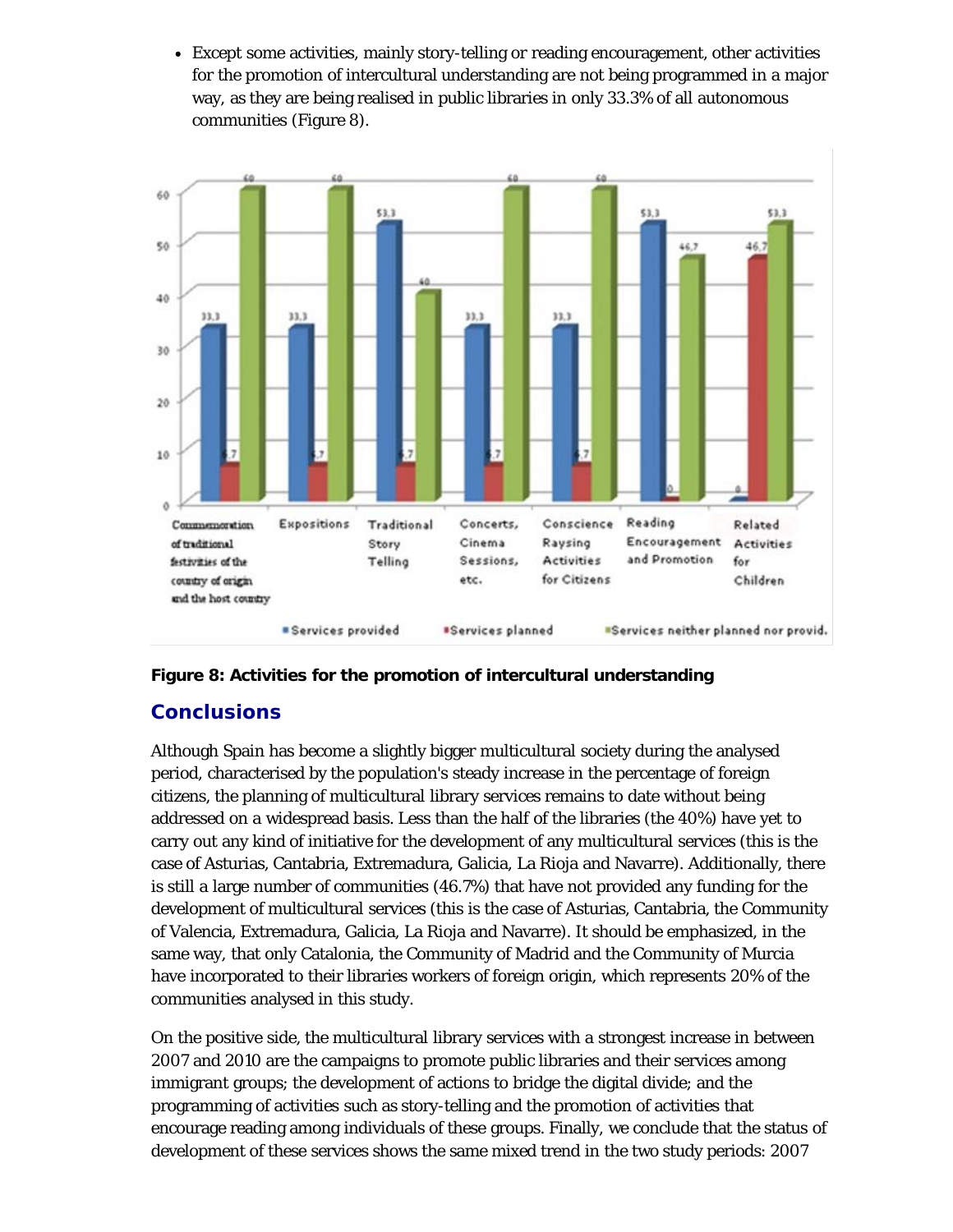- Except some activities, mainly story-telling or reading encouragement, other activities for the promotion of intercultural understanding are not being programmed in a major way, as they are being realised in public libraries in only 33.3% of all autonomous communities (Figure 8).

**Figure 8: Activities for the promotion of intercultural understanding**

## Conclusions

Although Spain has become a slightly bigger multicultural society during the analysed period, characterised by the population's steady increase in the percentage of foreign citizens, the planning of multicultural library services remains to date without being addressed on a widespread basis. Less than the half of the libraries (the 40%) have yet to carry out any kind of initiative for the development of any multicultural services (this is the case of Asturias, Cantabria, Extremadura, Galicia, La Rioja and Navarre). Additionally, there is still a large number of communities (46.7%) that have not provided any funding for the development of multicultural services (this is the case of Asturias, Cantabria, the Community of Valencia, Extremadura, Galicia, La Rioja and Navarre). It should be emphasized, in the same way, that only Catalonia, the Community of Madrid and the Community of Murcia have incorporated to their libraries workers of foreign origin, which represents 20% of the communities analysed in this study.

On the positive side, the multicultural library services with a strongest increase in between 2007 and 2010 are the campaigns to promote public libraries and their services among immigrant groups; the development of actions to bridge the digital divide; and the programming of activities such as story-telling and the promotion of activities that encourage reading among individuals of these groups. Finally, we conclude that the status of development of these services shows the same mixed trend in the two study periods: 2007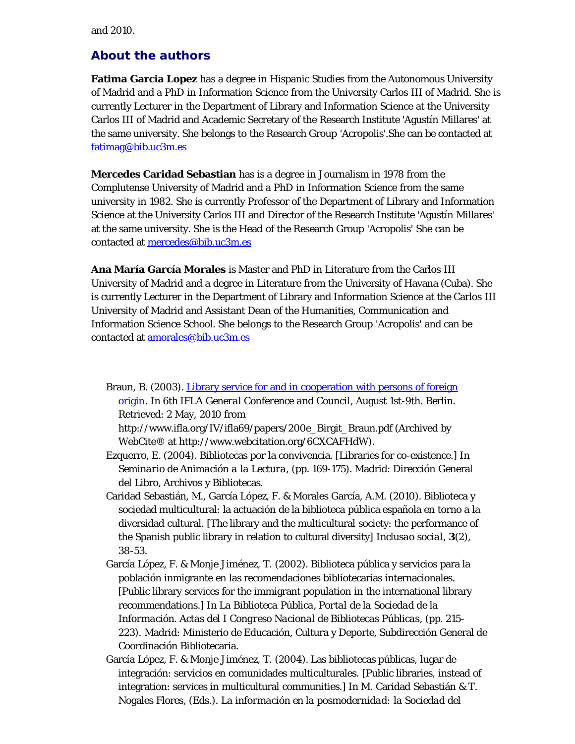and 2010.

## About the authors

**Fatima Garcia Lopez** has a degree in Hispanic Studies from the Autonomous University of Madrid and a PhD in Information Science from the University Carlos III of Madrid. She is currently Lecturer in the Department of Library and Information Science at the University Carlos III of Madrid and Academic Secretary of the Research Institute 'Agustín Millares' at the same university. She belongs to the Research Group 'Acropolis'.She can be contacted at fatimag@bib.uc3m.es

**Mercedes Caridad Sebastian** has is a degree in Journalism in 1978 from the Complutense University of Madrid and a PhD in Information Science from the same university in 1982. She is currently Professor of the Department of Library and Information Science at the University Carlos III and Director of the Research Institute 'Agustín Millares' at the same university. She is the Head of the Research Group 'Acropolis' She can be contacted at mercedes@bib.uc3m.es

**Ana María García Morales** is Master and PhD in Literature from the Carlos III University of Madrid and a degree in Literature from the University of Havana (Cuba). She is currently Lecturer in the Department of Library and Information Science at the Carlos III University of Madrid and Assistant Dean of the Humanities, Communication and Information Science School. She belongs to the Research Group 'Acropolis' and can be contacted at amorales@bib.uc3m.es

- Braun, B. (2003). Library service for and in cooperation with persons of foreign origin. In *6th IFLA General Conference and Council*, August 1st-9th. Berlin. Retrieved: 2 May, 2010 from http://www.ifla.org/IV/ifla69/papers/200e_Birgit_Braun.pdf (Archived by WebCite® at http://www.webcitation.org/6CXCAFHdW).
- Ezquerro, E. (2004). Bibliotecas por la convivencia. [Libraries for co-existence.] In *Seminario de Animación a la Lectura*, (pp. 169-175). Madrid: Dirección General del Libro, Archivos y Bibliotecas.
- Caridad Sebastián, M., García López, F. & Morales García, A.M. (2010). Biblioteca y sociedad multicultural: la actuación de la biblioteca pública española en torno a la diversidad cultural. [The library and the multicultural society: the performance of the Spanish public library in relation to cultural diversity] *Inclusao social*, **3**(2), 38-53.
- García López, F. & Monje Jiménez, T. (2002). Biblioteca pública y servicios para la población inmigrante en las recomendaciones bibliotecarias internacionales. [Public library services for the immigrant population in the international library recommendations.] In *La Biblioteca Pública, Portal de la Sociedad de la Información. Actas del I Congreso Nacional de Bibliotecas Públicas*, (pp. 215-223). Madrid: Ministerio de Educación, Cultura y Deporte, Subdirección General de Coordinación Bibliotecaria.
- García López, F. & Monje Jiménez, T. (2004). Las bibliotecas públicas, lugar de integración: servicios en comunidades multiculturales. [Public libraries, instead of integration: services in multicultural communities.] In M. Caridad Sebastián & T. Nogales Flores, (Eds.). *La información en la posmodernidad: la Sociedad del*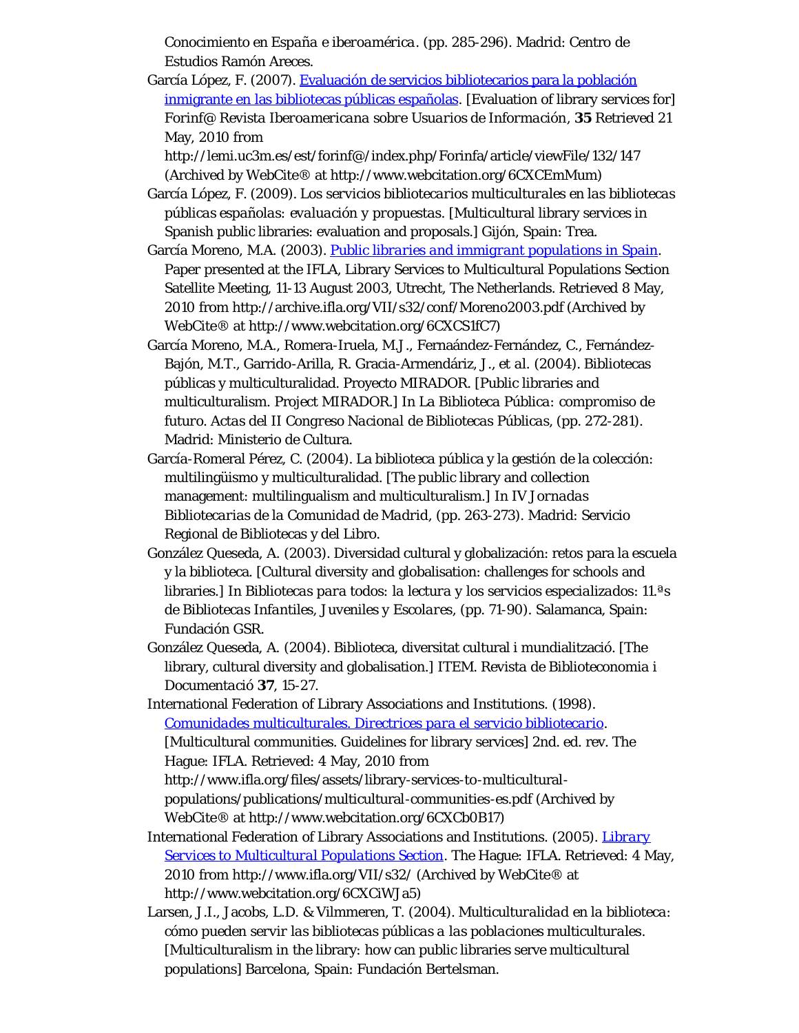Conocimiento en España e iberoamérica*. (pp. 285-296). Madrid: Centro de Estudios Ramón Areces.

García López, F. (2007). [Evaluación de servicios bibliotecarios para la población inmigrante en las bibliotecas públicas españolas](http://lemi.uc3m.es/est/forinf@/index.php/Forinfa/article/viewFile/132/147). [Evaluation of library services for] *Forinf@ Revista Iberoamericana sobre Usuarios de Información*, **35** Retrieved 21 May, 2010 from http://lemi.uc3m.es/est/forinf@/index.php/Forinfa/article/viewFile/132/147 (Archived by WebCite® at http://www.webcitation.org/6CXCEmMum)

García López, F. (2009). *Los servicios bibliotecarios multiculturales en las bibliotecas públicas españolas: evaluación y propuestas*. [Multicultural library services in Spanish public libraries: evaluation and proposals.] Gijón, Spain: Trea.

García Moreno, M.A. (2003). [*Public libraries and immigrant populations in Spain*](http://archive.ifla.org/VII/s32/conf/Moreno2003.pdf). Paper presented at the IFLA, Library Services to Multicultural Populations Section Satellite Meeting, 11-13 August 2003, Utrecht, The Netherlands. Retrieved 8 May, 2010 from http://archive.ifla.org/VII/s32/conf/Moreno2003.pdf (Archived by WebCite® at http://www.webcitation.org/6CXCS1fC7)

García Moreno, M.A., Romera-Iruela, M.J., Fernaández-Fernández, C., Fernández-Bajón, M.T., Garrido-Arilla, R. Gracia-Armendáriz, J., et al. (2004). Bibliotecas públicas y multiculturalidad. Proyecto MIRADOR. [Public libraries and multiculturalism. Project MIRADOR.] In *La Biblioteca Pública: compromiso de futuro. Actas del II Congreso Nacional de Bibliotecas Públicas*, (pp. 272-281). Madrid: Ministerio de Cultura.

García-Romeral Pérez, C. (2004). La biblioteca pública y la gestión de la colección: multilingüismo y multiculturalidad. [The public library and collection management: multilingualism and multiculturalism.] In *IV Jornadas Bibliotecarias de la Comunidad de Madrid*, (pp. 263-273). Madrid: Servicio Regional de Bibliotecas y del Libro.

González Queseda, A. (2003). Diversidad cultural y globalización: retos para la escuela y la biblioteca. [Cultural diversity and globalisation: challenges for schools and libraries.] In *Bibliotecas para todos: la lectura y los servicios especializados: 11.ªs de Bibliotecas Infantiles, Juveniles y Escolares*, (pp. 71-90). Salamanca, Spain: Fundación GSR.

González Queseda, A. (2004). Biblioteca, diversitat cultural i mundialització. [The library, cultural diversity and globalisation.] ITEM. *Revista de Biblioteconomia i Documentació* **37**, 15-27.

International Federation of Library Associations and Institutions. (1998). [*Comunidades multiculturales. Directrices para el servicio bibliotecario*](http://www.ifla.org/files/assets/library-services-to-multicultural-populations/publications/multicultural-communities-es.pdf). [Multicultural communities. Guidelines for library services] 2nd. ed. rev. The Hague: IFLA. Retrieved: 4 May, 2010 from http://www.ifla.org/files/assets/library-services-to-multicultural-populations/publications/multicultural-communities-es.pdf (Archived by WebCite® at http://www.webcitation.org/6CXCb0B17)

International Federation of Library Associations and Institutions. (2005). [*Library Services to Multicultural Populations Section*](http://www.ifla.org/VII/s32/). The Hague: IFLA. Retrieved: 4 May, 2010 from http://www.ifla.org/VII/s32/ (Archived by WebCite® at http://www.webcitation.org/6CXCiWJa5)

Larsen, J.I., Jacobs, L.D. & Vilmmeren, T. (2004). *Multiculturalidad en la biblioteca: cómo pueden servir las bibliotecas públicas a las poblaciones multiculturales*. [Multiculturalism in the library: how can public libraries serve multicultural populations] Barcelona, Spain: Fundación Bertelsman.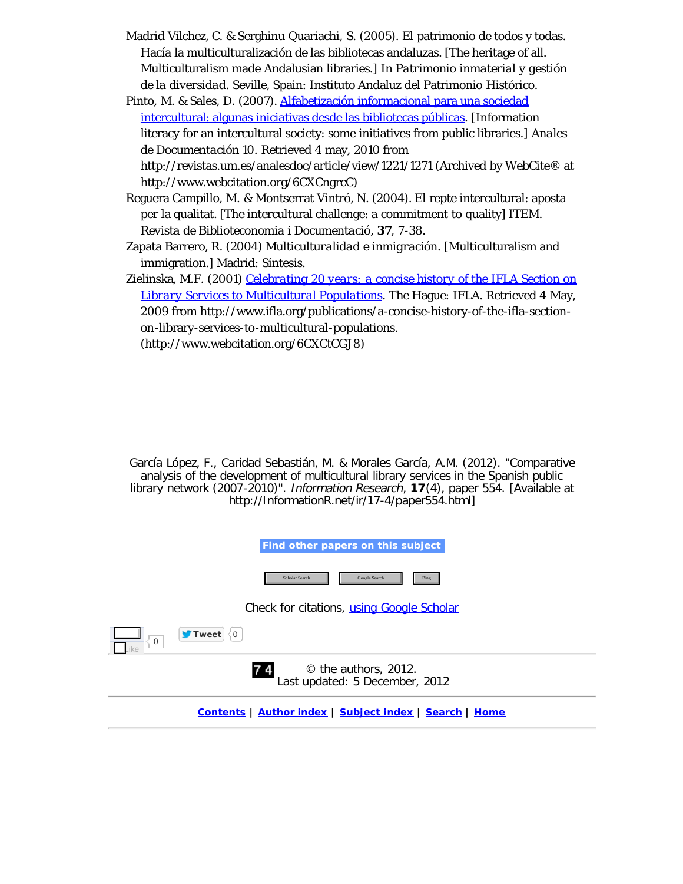- Madrid Vílchez, C. & Serghinu Quariachi, S. (2005). El patrimonio de todos y todas. Hacía la multiculturalización de las bibliotecas andaluzas. [The heritage of all. Multiculturalism made Andalusian libraries.] In *Patrimonio inmaterial y gestión de la diversidad*. Seville, Spain: Instituto Andaluz del Patrimonio Histórico.
- Pinto, M. & Sales, D. (2007). [Alfabetización informacional para una sociedad intercultural: algunas iniciativas desde las bibliotecas públicas](http://revistas.um.es/analesdoc/article/view/1221/1271). [Information literacy for an intercultural society: some initiatives from public libraries.] *Anales de Documentación* 10. Retrieved 4 may, 2010 from http://revistas.um.es/analesdoc/article/view/1221/1271 (Archived by WebCite® at http://www.webcitation.org/6CXCngrcC)
- Reguera Campillo, M. & Montserrat Vintró, N. (2004). El repte intercultural: aposta per la qualitat. [The intercultural challenge: a commitment to quality] *ITEM. Revista de Biblioteconomia i Documentació*, **37**, 7-38.
- Zapata Barrero, R. (2004) *Multiculturalidad e inmigración*. [Multiculturalism and immigration.] Madrid: Síntesis.
- Zielinska, M.F. (2001) [Celebrating 20 years: a concise history of the IFLA Section on Library Services to Multicultural Populations](http://www.ifla.org/publications/a-concise-history-of-the-ifla-section-on-library-services-to-multicultural-populations). The Hague: IFLA. Retrieved 4 May, 2009 from http://www.ifla.org/publications/a-concise-history-of-the-ifla-section-on-library-services-to-multicultural-populations. (http://www.webcitation.org/6CXCtCGJ8)

García López, F., Caridad Sebastián, M. & Morales García, A.M. (2012). "Comparative analysis of the development of multicultural library services in the Spanish public library network (2007-2010)". *Information Research*, **17**(4), paper 554. [Available at http://InformationR.net/ir/17-4/paper554.html]

**Find other papers on this subject**

Scholar Search | Google Search | Bing

Check for citations, using Google Scholar

© the authors, 2012.
Last updated: 5 December, 2012

**Contents** | **Author index** | **Subject index** | **Search** | **Home**